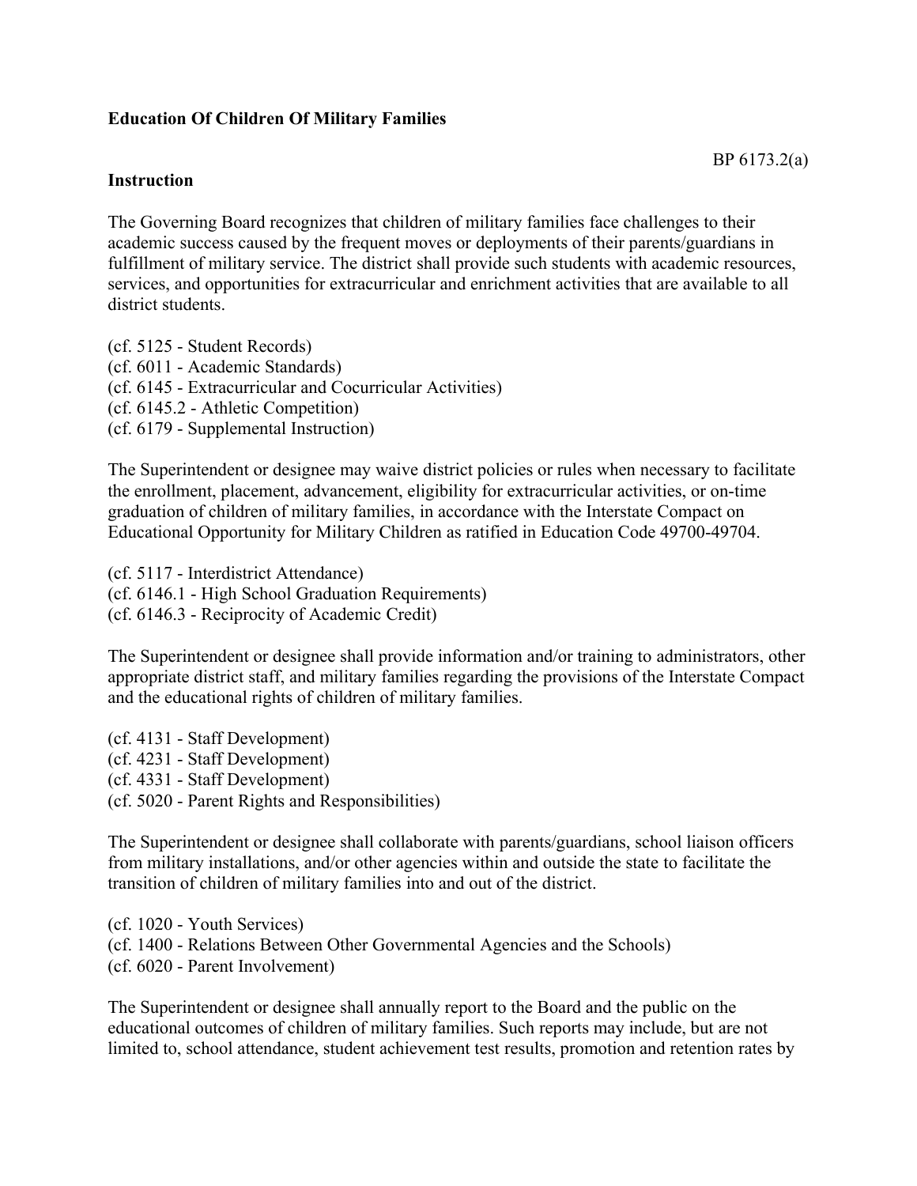**Education Of Children Of Military Families**

BP 6173.2(a)

**Instruction**

The Governing Board recognizes that children of military families face challenges to their academic success caused by the frequent moves or deployments of their parents/guardians in fulfillment of military service. The district shall provide such students with academic resources, services, and opportunities for extracurricular and enrichment activities that are available to all district students.

(cf. 5125 - Student Records)
(cf. 6011 - Academic Standards)
(cf. 6145 - Extracurricular and Cocurricular Activities)
(cf. 6145.2 - Athletic Competition)
(cf. 6179 - Supplemental Instruction)

The Superintendent or designee may waive district policies or rules when necessary to facilitate the enrollment, placement, advancement, eligibility for extracurricular activities, or on-time graduation of children of military families, in accordance with the Interstate Compact on Educational Opportunity for Military Children as ratified in Education Code 49700-49704.

(cf. 5117 - Interdistrict Attendance)
(cf. 6146.1 - High School Graduation Requirements)
(cf. 6146.3 - Reciprocity of Academic Credit)

The Superintendent or designee shall provide information and/or training to administrators, other appropriate district staff, and military families regarding the provisions of the Interstate Compact and the educational rights of children of military families.

(cf. 4131 - Staff Development)
(cf. 4231 - Staff Development)
(cf. 4331 - Staff Development)
(cf. 5020 - Parent Rights and Responsibilities)

The Superintendent or designee shall collaborate with parents/guardians, school liaison officers from military installations, and/or other agencies within and outside the state to facilitate the transition of children of military families into and out of the district.

(cf. 1020 - Youth Services)
(cf. 1400 - Relations Between Other Governmental Agencies and the Schools)
(cf. 6020 - Parent Involvement)

The Superintendent or designee shall annually report to the Board and the public on the educational outcomes of children of military families. Such reports may include, but are not limited to, school attendance, student achievement test results, promotion and retention rates by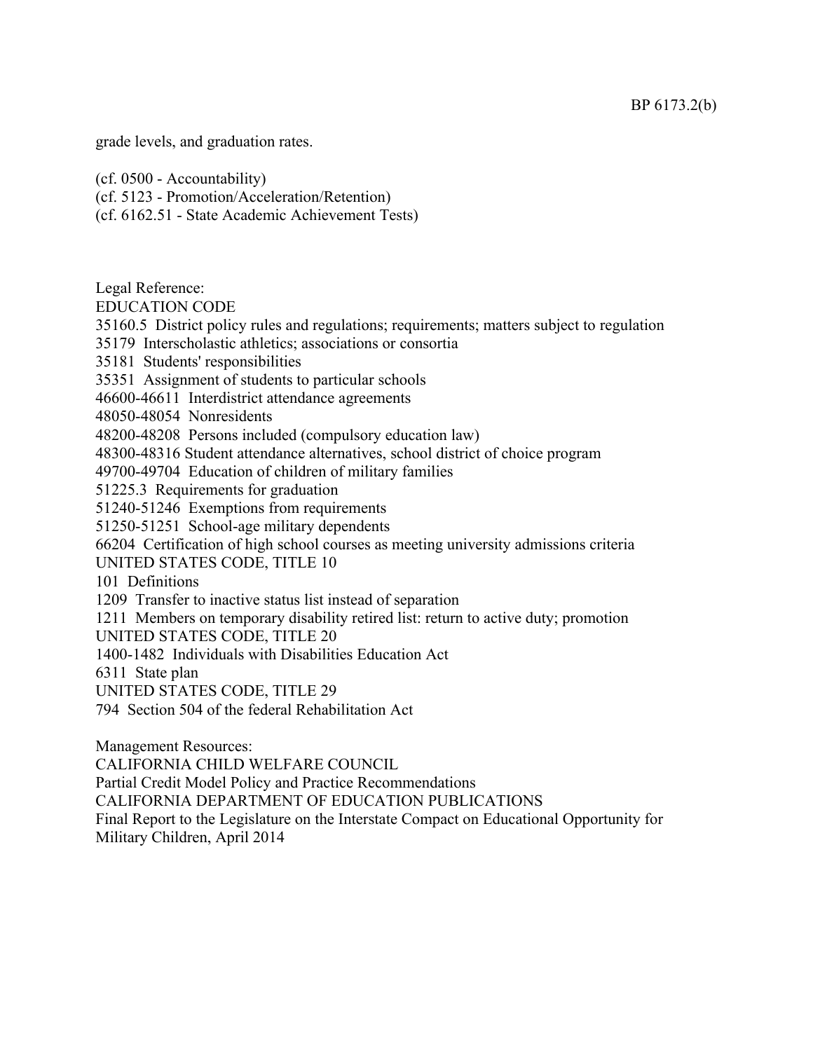grade levels, and graduation rates.

(cf. 0500 - Accountability)
(cf. 5123 - Promotion/Acceleration/Retention)
(cf. 6162.51 - State Academic Achievement Tests)

Legal Reference:
EDUCATION CODE
35160.5 District policy rules and regulations; requirements; matters subject to regulation
35179 Interscholastic athletics; associations or consortia
35181 Students' responsibilities
35351 Assignment of students to particular schools
46600-46611 Interdistrict attendance agreements
48050-48054 Nonresidents
48200-48208 Persons included (compulsory education law)
48300-48316 Student attendance alternatives, school district of choice program
49700-49704 Education of children of military families
51225.3 Requirements for graduation
51240-51246 Exemptions from requirements
51250-51251 School-age military dependents
66204 Certification of high school courses as meeting university admissions criteria
UNITED STATES CODE, TITLE 10
101 Definitions
1209 Transfer to inactive status list instead of separation
1211 Members on temporary disability retired list: return to active duty; promotion
UNITED STATES CODE, TITLE 20
1400-1482 Individuals with Disabilities Education Act
6311 State plan
UNITED STATES CODE, TITLE 29
794 Section 504 of the federal Rehabilitation Act

Management Resources:
CALIFORNIA CHILD WELFARE COUNCIL
Partial Credit Model Policy and Practice Recommendations
CALIFORNIA DEPARTMENT OF EDUCATION PUBLICATIONS
Final Report to the Legislature on the Interstate Compact on Educational Opportunity for Military Children, April 2014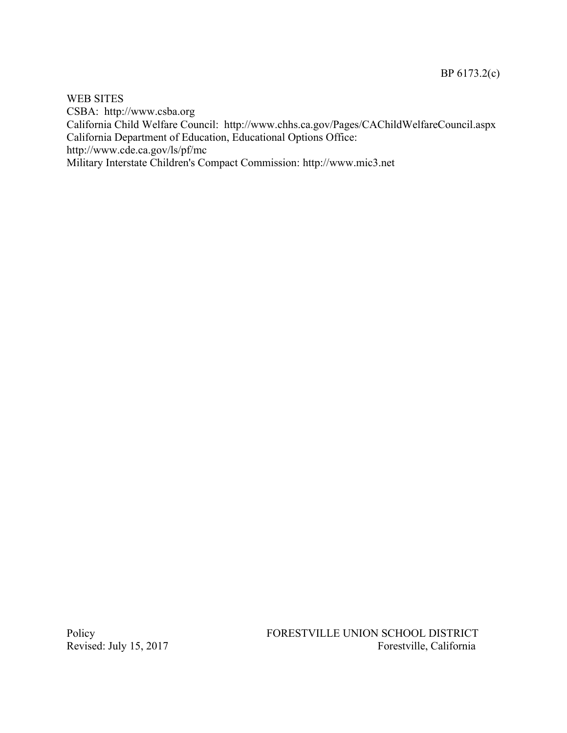WEB SITES

CSBA: http://www.csba.org

California Child Welfare Council: http://www.chhs.ca.gov/Pages/CAChildWelfareCouncil.aspx

California Department of Education, Educational Options Office:
http://www.cde.ca.gov/ls/pf/mc

Military Interstate Children's Compact Commission: http://www.mic3.net

Policy
Revised: July 15, 2017

FORESTVILLE UNION SCHOOL DISTRICT
Forestville, California